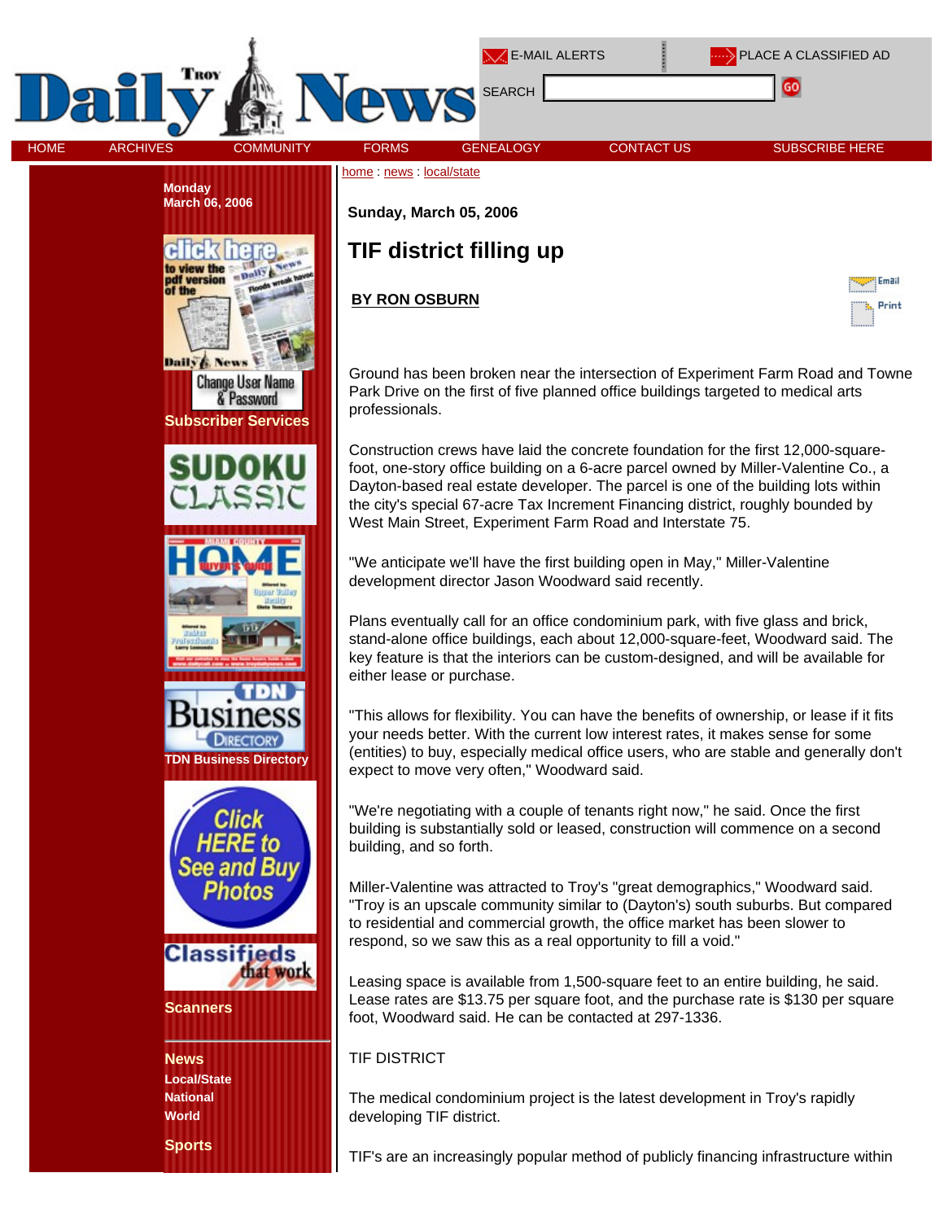home : news : local/state

Sunday, March 05, 2006

# TIF district filling up

**BY RON OSBURN**

Ground has been broken near the intersection of Experiment Farm Road and Towne Park Drive on the first of five planned office buildings targeted to medical arts professionals.

Construction crews have laid the concrete foundation for the first 12,000-square-foot, one-story office building on a 6-acre parcel owned by Miller-Valentine Co., a Dayton-based real estate developer. The parcel is one of the building lots within the city's special 67-acre Tax Increment Financing district, roughly bounded by West Main Street, Experiment Farm Road and Interstate 75.

"We anticipate we'll have the first building open in May," Miller-Valentine development director Jason Woodward said recently.

Plans eventually call for an office condominium park, with five glass and brick, stand-alone office buildings, each about 12,000-square-feet, Woodward said. The key feature is that the interiors can be custom-designed, and will be available for either lease or purchase.

"This allows for flexibility. You can have the benefits of ownership, or lease if it fits your needs better. With the current low interest rates, it makes sense for some (entities) to buy, especially medical office users, who are stable and generally don't expect to move very often," Woodward said.

"We're negotiating with a couple of tenants right now," he said. Once the first building is substantially sold or leased, construction will commence on a second building, and so forth.

Miller-Valentine was attracted to Troy's "great demographics," Woodward said. "Troy is an upscale community similar to (Dayton's) south suburbs. But compared to residential and commercial growth, the office market has been slower to respond, so we saw this as a real opportunity to fill a void."

Leasing space is available from 1,500-square feet to an entire building, he said. Lease rates are $13.75 per square foot, and the purchase rate is $130 per square foot, Woodward said. He can be contacted at 297-1336.

TIF DISTRICT

The medical condominium project is the latest development in Troy's rapidly developing TIF district.

TIF's are an increasingly popular method of publicly financing infrastructure within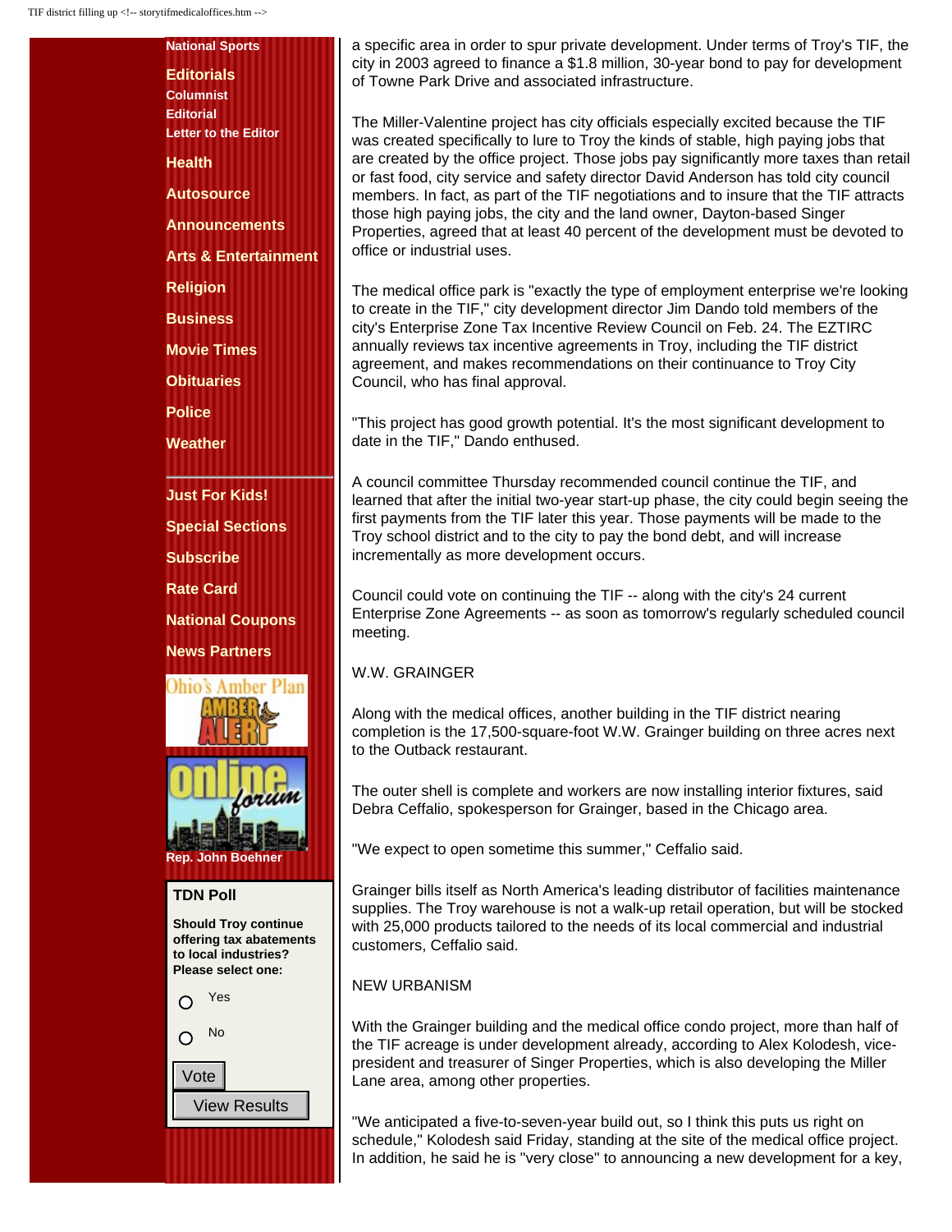a specific area in order to spur private development. Under terms of Troy's TIF, the city in 2003 agreed to finance a $1.8 million, 30-year bond to pay for development of Towne Park Drive and associated infrastructure.

The Miller-Valentine project has city officials especially excited because the TIF was created specifically to lure to Troy the kinds of stable, high paying jobs that are created by the office project. Those jobs pay significantly more taxes than retail or fast food, city service and safety director David Anderson has told city council members. In fact, as part of the TIF negotiations and to insure that the TIF attracts those high paying jobs, the city and the land owner, Dayton-based Singer Properties, agreed that at least 40 percent of the development must be devoted to office or industrial uses.

The medical office park is "exactly the type of employment enterprise we're looking to create in the TIF," city development director Jim Dando told members of the city's Enterprise Zone Tax Incentive Review Council on Feb. 24. The EZTIRC annually reviews tax incentive agreements in Troy, including the TIF district agreement, and makes recommendations on their continuance to Troy City Council, who has final approval.

"This project has good growth potential. It's the most significant development to date in the TIF," Dando enthused.

A council committee Thursday recommended council continue the TIF, and learned that after the initial two-year start-up phase, the city could begin seeing the first payments from the TIF later this year. Those payments will be made to the Troy school district and to the city to pay the bond debt, and will increase incrementally as more development occurs.

Council could vote on continuing the TIF -- along with the city's 24 current Enterprise Zone Agreements -- as soon as tomorrow's regularly scheduled council meeting.

W.W. GRAINGER

Along with the medical offices, another building in the TIF district nearing completion is the 17,500-square-foot W.W. Grainger building on three acres next to the Outback restaurant.

The outer shell is complete and workers are now installing interior fixtures, said Debra Ceffalio, spokesperson for Grainger, based in the Chicago area.

"We expect to open sometime this summer," Ceffalio said.

Grainger bills itself as North America's leading distributor of facilities maintenance supplies. The Troy warehouse is not a walk-up retail operation, but will be stocked with 25,000 products tailored to the needs of its local commercial and industrial customers, Ceffalio said.

NEW URBANISM

With the Grainger building and the medical office condo project, more than half of the TIF acreage is under development already, according to Alex Kolodesh, vice-president and treasurer of Singer Properties, which is also developing the Miller Lane area, among other properties.

"We anticipated a five-to-seven-year build out, so I think this puts us right on schedule," Kolodesh said Friday, standing at the site of the medical office project. In addition, he said he is "very close" to announcing a new development for a key,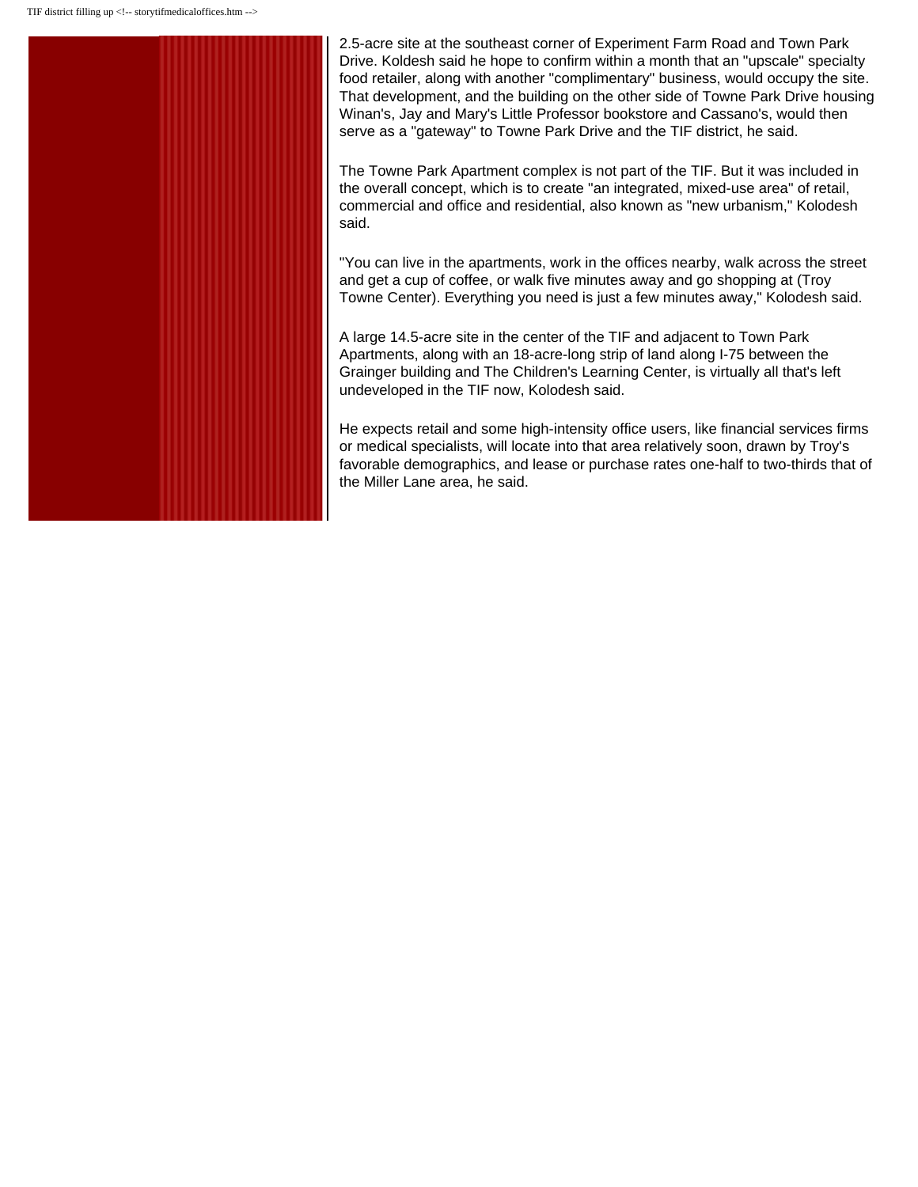2.5-acre site at the southeast corner of Experiment Farm Road and Town Park Drive. Koldesh said he hope to confirm within a month that an "upscale" specialty food retailer, along with another "complimentary" business, would occupy the site. That development, and the building on the other side of Towne Park Drive housing Winan's, Jay and Mary's Little Professor bookstore and Cassano's, would then serve as a "gateway" to Towne Park Drive and the TIF district, he said.

The Towne Park Apartment complex is not part of the TIF. But it was included in the overall concept, which is to create "an integrated, mixed-use area" of retail, commercial and office and residential, also known as "new urbanism," Kolodesh said.

"You can live in the apartments, work in the offices nearby, walk across the street and get a cup of coffee, or walk five minutes away and go shopping at (Troy Towne Center). Everything you need is just a few minutes away," Kolodesh said.

A large 14.5-acre site in the center of the TIF and adjacent to Town Park Apartments, along with an 18-acre-long strip of land along I-75 between the Grainger building and The Children's Learning Center, is virtually all that's left undeveloped in the TIF now, Kolodesh said.

He expects retail and some high-intensity office users, like financial services firms or medical specialists, will locate into that area relatively soon, drawn by Troy's favorable demographics, and lease or purchase rates one-half to two-thirds that of the Miller Lane area, he said.